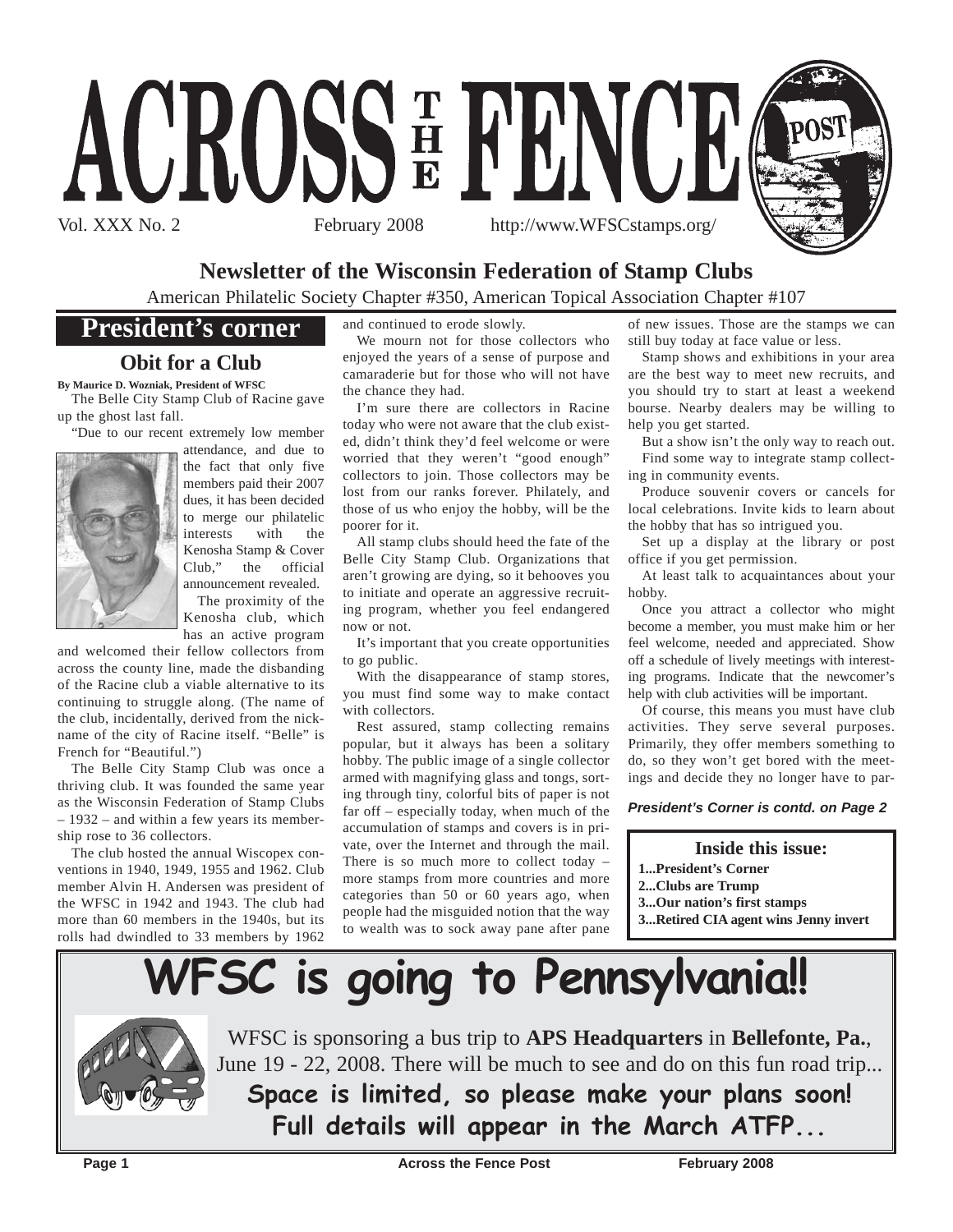# ACROSS THE FENCE POST

Vol. XXX No. 2 February 2008 http://www.WFSCstamps.org/

**Newsletter of the Wisconsin Federation of Stamp Clubs**

American Philatelic Society Chapter #350, American Topical Association Chapter #107

## President's corner

### Obit for a Club

**By Maurice D. Wozniak, President of WFSC**

The Belle City Stamp Club of Racine gave up the ghost last fall.

"Due to our recent extremely low member attendance, and due to the fact that only five members paid their 2007 dues, it has been decided to merge our philatelic interests with the Kenosha Stamp & Cover Club," the official announcement revealed.

The proximity of the Kenosha club, which has an active program and welcomed their fellow collectors from across the county line, made the disbanding of the Racine club a viable alternative to its continuing to struggle along. (The name of the club, incidentally, derived from the nickname of the city of Racine itself. "Belle" is French for "Beautiful.")

The Belle City Stamp Club was once a thriving club. It was founded the same year as the Wisconsin Federation of Stamp Clubs – 1932 – and within a few years its membership rose to 36 collectors.

The club hosted the annual Wiscopex conventions in 1940, 1949, 1955 and 1962. Club member Alvin H. Andersen was president of the WFSC in 1942 and 1943. The club had more than 60 members in the 1940s, but its rolls had dwindled to 33 members by 1962 and continued to erode slowly.

We mourn not for those collectors who enjoyed the years of a sense of purpose and camaraderie but for those who will not have the chance they had.

I'm sure there are collectors in Racine today who were not aware that the club existed, didn't think they'd feel welcome or were worried that they weren't "good enough" collectors to join. Those collectors may be lost from our ranks forever. Philately, and those of us who enjoy the hobby, will be the poorer for it.

All stamp clubs should heed the fate of the Belle City Stamp Club. Organizations that aren't growing are dying, so it behooves you to initiate and operate an aggressive recruiting program, whether you feel endangered now or not.

It's important that you create opportunities to go public.

With the disappearance of stamp stores, you must find some way to make contact with collectors.

Rest assured, stamp collecting remains popular, but it always has been a solitary hobby. The public image of a single collector armed with magnifying glass and tongs, sorting through tiny, colorful bits of paper is not far off – especially today, when much of the accumulation of stamps and covers is in private, over the Internet and through the mail. There is so much more to collect today – more stamps from more countries and more categories than 50 or 60 years ago, when people had the misguided notion that the way to wealth was to sock away pane after pane of new issues. Those are the stamps we can still buy today at face value or less.

Stamp shows and exhibitions in your area are the best way to meet new recruits, and you should try to start at least a weekend bourse. Nearby dealers may be willing to help you get started.

But a show isn't the only way to reach out.

Find some way to integrate stamp collecting in community events.

Produce souvenir covers or cancels for local celebrations. Invite kids to learn about the hobby that has so intrigued you.

Set up a display at the library or post office if you get permission.

At least talk to acquaintances about your hobby.

Once you attract a collector who might become a member, you must make him or her feel welcome, needed and appreciated. Show off a schedule of lively meetings with interesting programs. Indicate that the newcomer's help with club activities will be important.

Of course, this means you must have club activities. They serve several purposes. Primarily, they offer members something to do, so they won't get bored with the meetings and decide they no longer have to par-

***President's Corner is contd. on Page 2***

**Inside this issue:**

**1...President's Corner**
**2...Clubs are Trump**
**3...Our nation's first stamps**
**3...Retired CIA agent wins Jenny invert**

# WFSC is going to Pennsylvania!!

WFSC is sponsoring a bus trip to **APS Headquarters** in **Bellefonte, Pa.**, June 19 - 22, 2008. There will be much to see and do on this fun road trip...

**Space is limited, so please make your plans soon!**
**Full details will appear in the March ATFP...**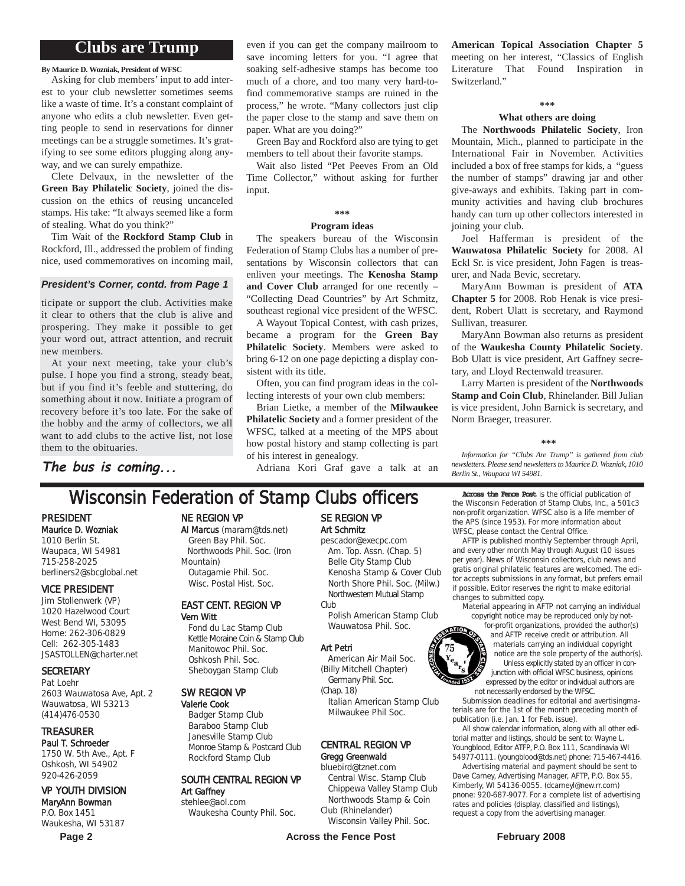## Clubs are Trump

**By Maurice D. Wozniak, President of WFSC**

Asking for club members' input to add interest to your club newsletter sometimes seems like a waste of time. It's a constant complaint of anyone who edits a club newsletter. Even getting people to send in reservations for dinner meetings can be a struggle sometimes. It's gratifying to see some editors plugging along anyway, and we can surely empathize.

Clete Delvaux, in the newsletter of the **Green Bay Philatelic Society**, joined the discussion on the ethics of reusing uncanceled stamps. His take: "It always seemed like a form of stealing. What do you think?"

Tim Wait of the **Rockford Stamp Club** in Rockford, Ill., addressed the problem of finding nice, used commemoratives on incoming mail, even if you can get the company mailroom to save incoming letters for you. "I agree that soaking self-adhesive stamps has become too much of a chore, and too many very hard-to-find commemorative stamps are ruined in the process," he wrote. "Many collectors just clip the paper close to the stamp and save them on paper. What are you doing?"

Green Bay and Rockford also are tying to get members to tell about their favorite stamps.

Wait also listed "Pet Peeves From an Old Time Collector," without asking for further input.

\*\*\*

**Program ideas**

The speakers bureau of the Wisconsin Federation of Stamp Clubs has a number of presentations by Wisconsin collectors that can enliven your meetings. The **Kenosha Stamp and Cover Club** arranged for one recently – "Collecting Dead Countries" by Art Schmitz, southeast regional vice president of the WFSC.

A Wayout Topical Contest, with cash prizes, became a program for the **Green Bay Philatelic Society**. Members were asked to bring 6-12 on one page depicting a display consistent with its title.

Often, you can find program ideas in the collecting interests of your own club members:

Brian Lietke, a member of the **Milwaukee Philatelic Society** and a former president of the WFSC, talked at a meeting of the MPS about how postal history and stamp collecting is part of his interest in genealogy.

Adriana Kori Graf gave a talk at an **American Topical Association Chapter 5** meeting on her interest, "Classics of English Literature That Found Inspiration in Switzerland."

\*\*\*

**What others are doing**

The **Northwoods Philatelic Society**, Iron Mountain, Mich., planned to participate in the International Fair in November. Activities included a box of free stamps for kids, a "guess the number of stamps" drawing jar and other give-aways and exhibits. Taking part in community activities and having club brochures handy can turn up other collectors interested in joining your club.

Joel Hafferman is president of the **Wauwatosa Philatelic Society** for 2008. Al Eckl Sr. is vice president, John Fagen is treasurer, and Nada Bevic, secretary.

MaryAnn Bowman is president of **ATA Chapter 5** for 2008. Rob Henak is vice president, Robert Ulatt is secretary, and Raymond Sullivan, treasurer.

MaryAnn Bowman also returns as president of the **Waukesha County Philatelic Society**. Bob Ulatt is vice president, Art Gaffney secretary, and Lloyd Rectenwald treasurer.

Larry Marten is president of the **Northwoods Stamp and Coin Club**, Rhinelander. Bill Julian is vice president, John Barnick is secretary, and Norm Braeger, treasurer.

\*\*\*

*Information for "Clubs Are Trump" is gathered from club newsletters. Please send newsletters to Maurice D. Wozniak, 1010 Berlin St., Waupaca WI 54981.*

***President's Corner, contd. from Page 1***

ticipate or support the club. Activities make it clear to others that the club is alive and prospering. They make it possible to get your word out, attract attention, and recruit new members.

At your next meeting, take your club's pulse. I hope you find a strong, steady beat, but if you find it's feeble and stuttering, do something about it now. Initiate a program of recovery before it's too late. For the sake of the hobby and the army of collectors, we all want to add clubs to the active list, not lose them to the obituaries.

***The bus is coming...***

## Wisconsin Federation of Stamp Clubs officers

**PRESIDENT**
Maurice D. Wozniak
1010 Berlin St.
Waupaca, WI 54981
715-258-2025
berliners2@sbcglobal.net

**VICE PRESIDENT**
Jim Stollenwerk (VP)
1020 Hazelwood Court
West Bend WI, 53095
Home: 262-306-0829
Cell: 262-305-1483
JSASTOLLEN@charter.net

**SECRETARY**
Pat Loehr
2603 Wauwatosa Ave, Apt. 2
Wauwatosa, WI 53213
(414)476-0530

**TREASURER**
Paul T. Schroeder
1750 W. 5th Ave., Apt. F
Oshkosh, WI 54902
920-426-2059

**VP YOUTH DIVISION**
MaryAnn Bowman
P.O. Box 1451
Waukesha, WI 53187

**NE REGION VP**
Al Marcus (maram@tds.net)
Green Bay Phil. Soc.
Northwoods Phil. Soc. (Iron Mountain)
Outagamie Phil. Soc.
Wisc. Postal Hist. Soc.

**EAST CENT. REGION VP**
Vern Witt
Fond du Lac Stamp Club
Kettle Moraine Coin & Stamp Club
Manitowoc Phil. Soc.
Oshkosh Phil. Soc.
Sheboygan Stamp Club

**SW REGION VP**
Valerie Cook
Badger Stamp Club
Baraboo Stamp Club
Janesville Stamp Club
Monroe Stamp & Postcard Club
Rockford Stamp Club

**SOUTH CENTRAL REGION VP**
Art Gaffney
stehlee@aol.com
Waukesha County Phil. Soc.

**SE REGION VP**
Art Schmitz
pescador@execpc.com
Am. Top. Assn. (Chap. 5)
Belle City Stamp Club
Kenosha Stamp & Cover Club
North Shore Phil. Soc. (Milw.)
Northwestern Mutual Stamp Club
Polish American Stamp Club
Wauwatosa Phil. Soc.

Art Petri
American Air Mail Soc. (Billy Mitchell Chapter)
Germany Phil. Soc. (Chap. 18)
Italian American Stamp Club
Milwaukee Phil Soc.

**CENTRAL REGION VP**
Gregg Greenwald
bluebird@tznet.com
Central Wisc. Stamp Club
Chippewa Valley Stamp Club
Northwoods Stamp & Coin Club (Rhinelander)
Wisconsin Valley Phil. Soc.

**Across the Fence Post** is the official publication of the Wisconsin Federation of Stamp Clubs, Inc., a 501c3 non-profit organization. WFSC also is a life member of the APS (since 1953). For more information about WFSC, please contact the Central Office.

AFTP is published monthly September through April, and every other month May through August (10 issues per year). News of Wisconsin collectors, club news and gratis original philatelic features are welcomed. The editor accepts submissions in any format, but prefers email if possible. Editor reserves the right to make editorial changes to submitted copy.

Material appearing in AFTP not carrying an individual copyright notice may be reproduced only by not-for-profit organizations, provided the author(s) and AFTP receive credit or attribution. All materials carrying an individual copyright notice are the sole property of the author(s).

Unless explicitly stated by an officer in conjunction with official WFSC business, opinions expressed by the editor or individual authors are not necessarily endorsed by the WFSC.

Submission deadlines for editorial and avertisingmaterials are for the 1st of the month preceding month of publication (i.e. Jan. 1 for Feb. issue).

All show calendar information, along with all other editorial matter and listings, should be sent to: Wayne L. Youngblood, Editor ATFP, P.O. Box 111, Scandinavia WI 54977-0111. (youngblood@tds.net) phone: 715-467-4416.

Advertising material and payment should be sent to Dave Carney, Advertising Manager, AFTP, P.O. Box 55, Kimberly, WI 54136-0055. (dcarneyl@new.rr.com) pnone: 920-687-9077. For a complete list of advertising rates and policies (display, classified and listings), request a copy from the advertising manager.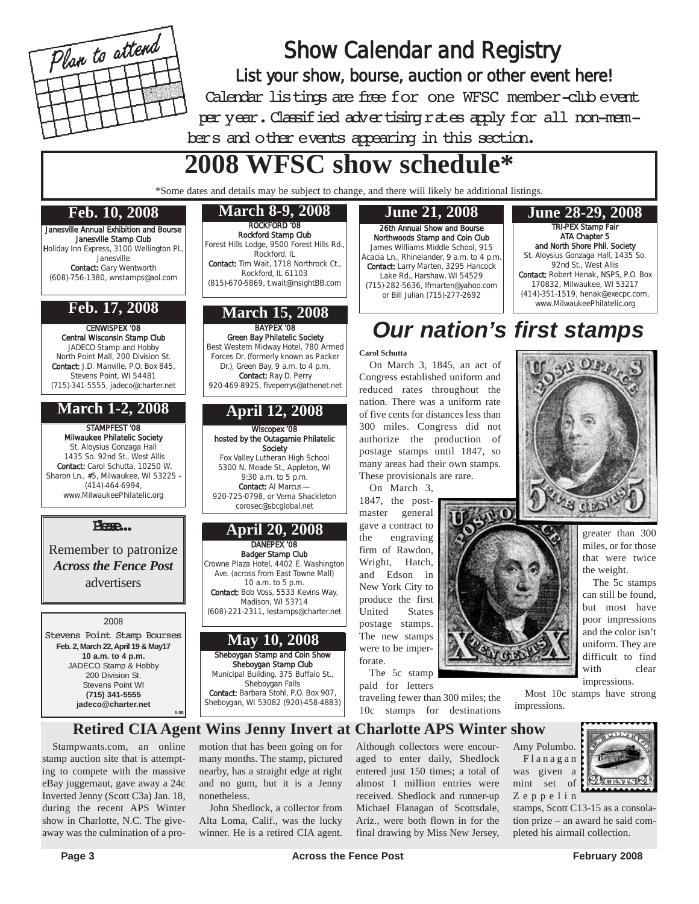Plan to attend

# Show Calendar and Registry

## List your show, bourse, auction or other event here!

Calendar listings are free for one WFSC member-club event per year. Classified advertising rates apply for all non-members and other events appearing in this section.

# 2008 WFSC show schedule*

*Some dates and details may be subject to change, and there will likely be additional listings.

### Feb. 10, 2008

**Janesville Annual Exhibition and Bourse**
**Janesville Stamp Club**
Holiday Inn Express, 3100 Wellington Pl., Janesville
**Contact:** Gary Wentworth (608)-756-1380, wnstamps@aol.com

### Feb. 17, 2008

**CENWISPEX '08**
**Central Wisconsin Stamp Club**
JADECO Stamp and Hobby North Point Mall, 200 Division St.
**Contact:** J.D. Manville, P.O. Box 845, Stevens Point, WI 54481 (715)-341-5555, jadeco@charter.net

### March 1-2, 2008

**STAMPFEST '08**
**Milwaukee Philatelic Society**
St. Aloysius Gonzaga Hall 1435 So. 92nd St., West Allis
**Contact:** Carol Schutta, 10250 W. Sharon Ln., #5, Milwaukee, WI 53225 - (414)-464-6994, www.MilwaukeePhilatelic.org

**Please...**

Remember to patronize ***Across the Fence Post*** advertisers

2008
Stevens Point Stamp Bourses
**Feb. 2, March 22, April 19 & May17**
**10 a.m. to 4 p.m.**
JADECO Stamp & Hobby
200 Division St.
Stevens Point WI
**(715) 341-5555**
**jadeco@charter.net**

### March 8-9, 2008

**ROCKFORD '08**
**Rockford Stamp Club**
Forest Hills Lodge, 9500 Forest Hills Rd., Rockford, IL
**Contact:** Tim Wait, 1718 Northrock Ct., Rockford, IL 61103 (815)-670-5869, t.wait@insightBB.com

### March 15, 2008

**BAYPEX '08**
**Green Bay Philatelic Society**
Best Western Midway Hotel, 780 Armed Forces Dr. (formerly known as Packer Dr.), Green Bay, 9 a.m. to 4 p.m.
**Contact:** Ray D. Perry 920-469-8925, fiveperrys@athenet.net

### April 12, 2008

**Wiscopex '08**
**hosted by the Outagamie Philatelic Society**
Fox Valley Lutheran High School 5300 N. Meade St., Appleton, WI 9:30 a.m. to 5 p.m.
**Contact:** Al Marcus — 920-725-0798, or Verna Shackleton corosec@sbcglobal.net

### April 20, 2008

**DANEPEX '08**
**Badger Stamp Club**
Crowne Plaza Hotel, 4402 E. Washington Ave. (across from East Towne Mall) 10 a.m. to 5 p.m.
**Contact:** Bob Voss, 5533 Kevins Way, Madison, WI 53714 (608)-221-2311, lestamps@charter.net

### May 10, 2008

**Sheboygan Stamp and Coin Show**
**Sheboygan Stamp Club**
Municipal Building, 375 Buffalo St., Sheboygan Falls
**Contact:** Barbara Stohl, P.O. Box 907, Sheboygan, WI 53082 (920)-458-4883)

### June 21, 2008

**26th Annual Show and Bourse**
**Northwoods Stamp and Coin Club**
James Williams Middle School, 915 Acacia Ln., Rhinelander, 9 a.m. to 4 p.m.
**Contact:** Larry Marten, 3295 Hancock Lake Rd., Harshaw, WI 54529 (715)-282-5636, lfmarten@yahoo.com or Bill Julian (715)-277-2692

### June 28-29, 2008

**TRI-PEX Stamp Fair**
**ATA Chapter 5**
**and North Shore Phil. Society**
St. Aloysius Gonzaga Hall, 1435 So. 92nd St., West Allis
**Contact:** Robert Henak, NSPS, P.O. Box 170832, Milwaukee, WI 53217 (414)-351-1519, henak@execpc.com, www.MilwaukeePhilatelic.org

## *Our nation's first stamps*

**Carol Schutta**

On March 3, 1845, an act of Congress established uniform and reduced rates throughout the nation. There was a uniform rate of five cents for distances less than 300 miles. Congress did not authorize the production of postage stamps until 1847, so many areas had their own stamps. These provisionals are rare.

On March 3, 1847, the postmaster general gave a contract to the engraving firm of Rawdon, Wright, Hatch, and Edson in New York City to produce the first United States postage stamps. The new stamps were to be imperforate.

The 5c stamp paid for letters traveling fewer than 300 miles; the 10c stamps for destinations greater than 300 miles, or for those that were twice the weight.

The 5c stamps can still be found, but most have poor impressions and the color isn't uniform. They are difficult to find with clear impressions.

Most 10c stamps have strong impressions.

## Retired CIA Agent Wins Jenny Invert at Charlotte APS Winter show

Stampwants.com, an online stamp auction site that is attempting to compete with the massive eBay juggernaut, gave away a 24c Inverted Jenny (Scott C3a) Jan. 18, during the recent APS Winter show in Charlotte, N.C. The giveaway was the culmination of a promotion that has been going on for many months. The stamp, pictured nearby, has a straight edge at right and no gum, but it is a Jenny nonetheless.

John Shedlock, a collector from Alta Loma, Calif., was the lucky winner. He is a retired CIA agent. Although collectors were encouraged to enter daily, Shedlock entered just 150 times; a total of almost 1 million entries were received. Shedlock and runner-up Michael Flanagan of Scottsdale, Ariz., were both flown in for the final drawing by Miss New Jersey, Amy Polumbo.

Flanagan was given a mint set of Zeppelin stamps, Scott C13-15 as a consolation prize – an award he said completed his airmail collection.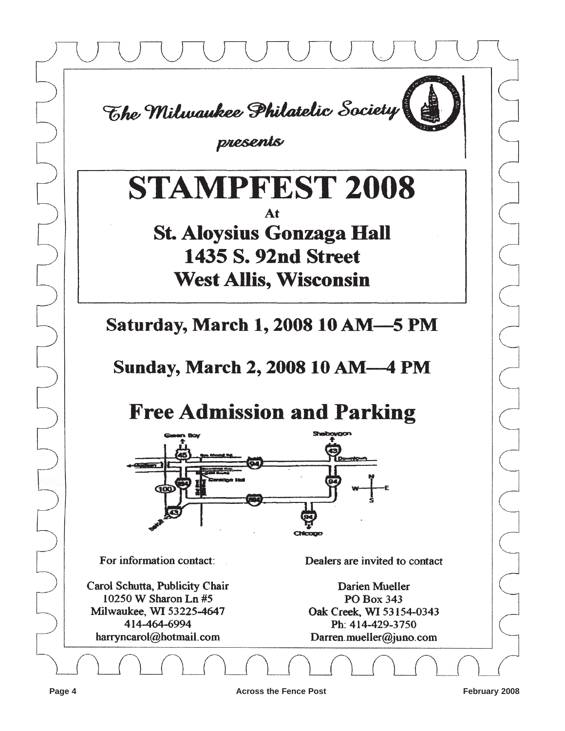The Milwaukee Philatelic Society

*presents*

# STAMPFEST 2008

**At**

## St. Aloysius Gonzaga Hall
## 1435 S. 92nd Street
## West Allis, Wisconsin

## Saturday, March 1, 2008 10 AM—5 PM

## Sunday, March 2, 2008 10 AM—4 PM

## Free Admission and Parking

Green Bay

Sheboygan

45

94

43

Downtown

Gonzaga Hall

100

894

94

W E N S

43

894

94

Chicago

For information contact:

Carol Schutta, Publicity Chair
10250 W Sharon Ln #5
Milwaukee, WI 53225-4647
414-464-6994
harryncarol@hotmail.com

Dealers are invited to contact

Darien Mueller
PO Box 343
Oak Creek, WI 53154-0343
Ph: 414-429-3750
Darren.mueller@juno.com